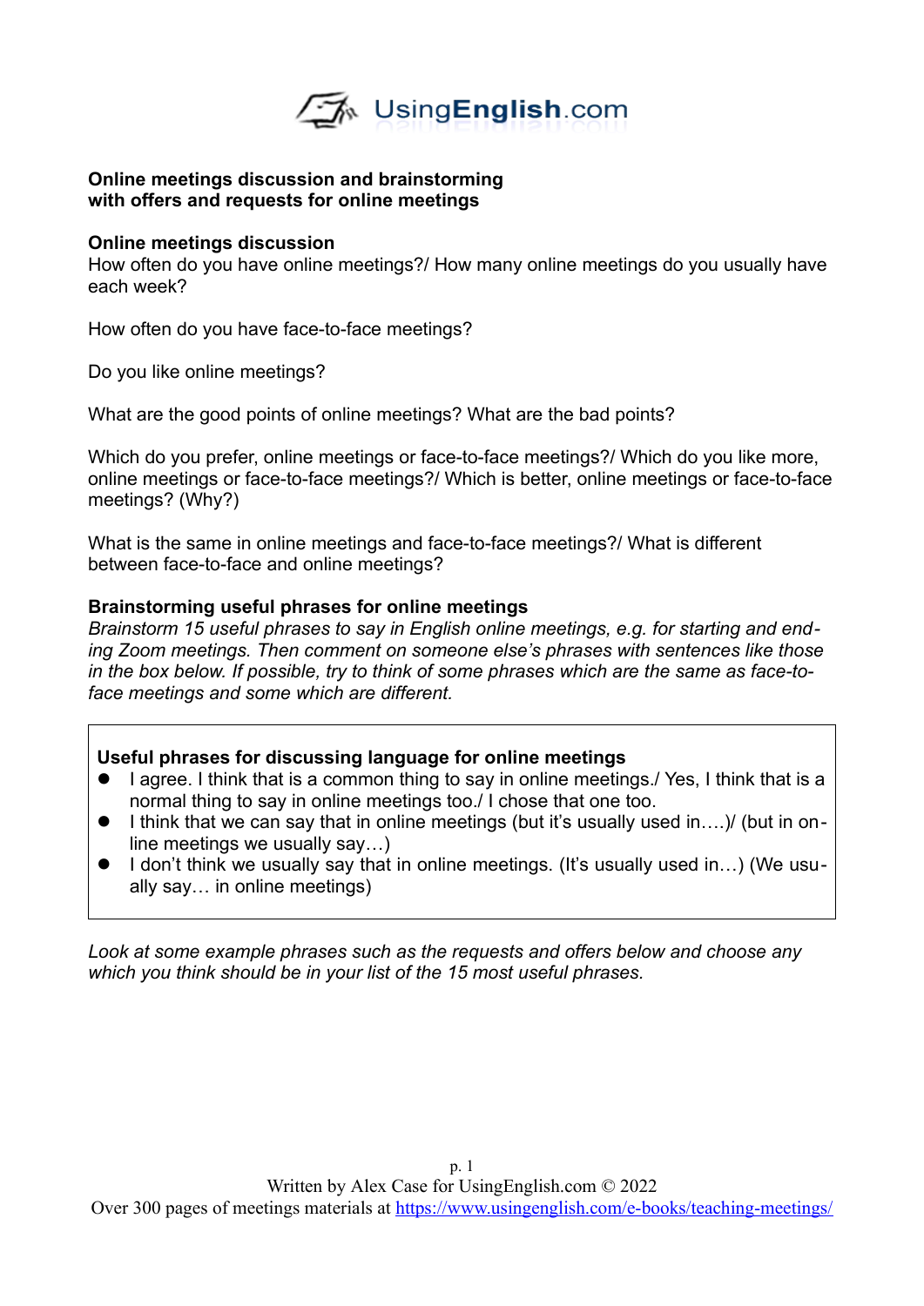**Online meetings discussion and brainstorming with offers and requests for online meetings**

## Online meetings discussion

How often do you have online meetings?/ How many online meetings do you usually have each week?

How often do you have face-to-face meetings?

Do you like online meetings?

What are the good points of online meetings? What are the bad points?

Which do you prefer, online meetings or face-to-face meetings?/ Which do you like more, online meetings or face-to-face meetings?/ Which is better, online meetings or face-to-face meetings? (Why?)

What is the same in online meetings and face-to-face meetings?/ What is different between face-to-face and online meetings?

## Brainstorming useful phrases for online meetings

*Brainstorm 15 useful phrases to say in English online meetings, e.g. for starting and ending Zoom meetings. Then comment on someone else's phrases with sentences like those in the box below. If possible, try to think of some phrases which are the same as face-to-face meetings and some which are different.*

**Useful phrases for discussing language for online meetings**

- I agree. I think that is a common thing to say in online meetings./ Yes, I think that is a normal thing to say in online meetings too./ I chose that one too.
- I think that we can say that in online meetings (but it's usually used in….)/ (but in online meetings we usually say…)
- I don't think we usually say that in online meetings. (It's usually used in…) (We usually say… in online meetings)

*Look at some example phrases such as the requests and offers below and choose any which you think should be in your list of the 15 most useful phrases.*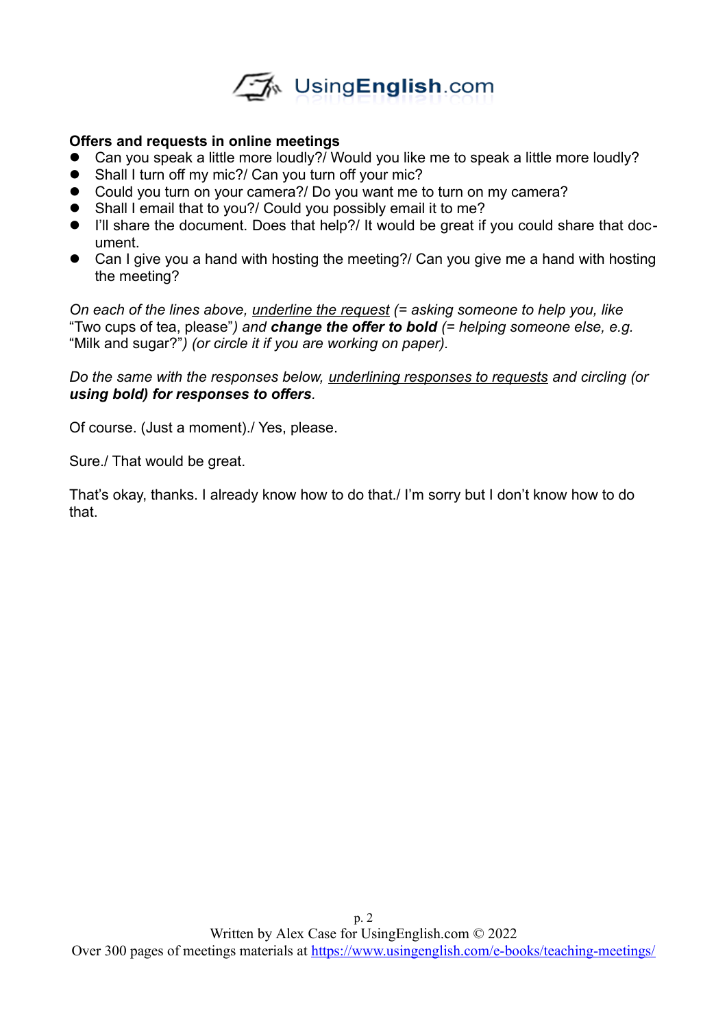**Offers and requests in online meetings**

- Can you speak a little more loudly?/ Would you like me to speak a little more loudly?
- Shall I turn off my mic?/ Can you turn off your mic?
- Could you turn on your camera?/ Do you want me to turn on my camera?
- Shall I email that to you?/ Could you possibly email it to me?
- I'll share the document. Does that help?/ It would be great if you could share that document.
- Can I give you a hand with hosting the meeting?/ Can you give me a hand with hosting the meeting?

*On each of the lines above, underline the request (= asking someone to help you, like* "Two cups of tea, please"*) and* ***change the offer to bold*** *(= helping someone else, e.g.* "Milk and sugar?"*) (or circle it if you are working on paper).*

*Do the same with the responses below, underlining responses to requests and circling (or* ***using bold) for responses to offers****.*

Of course. (Just a moment)./ Yes, please.

Sure./ That would be great.

That's okay, thanks. I already know how to do that./ I'm sorry but I don't know how to do that.

Written by Alex Case for UsingEnglish.com © 2022
Over 300 pages of meetings materials at https://www.usingenglish.com/e-books/teaching-meetings/